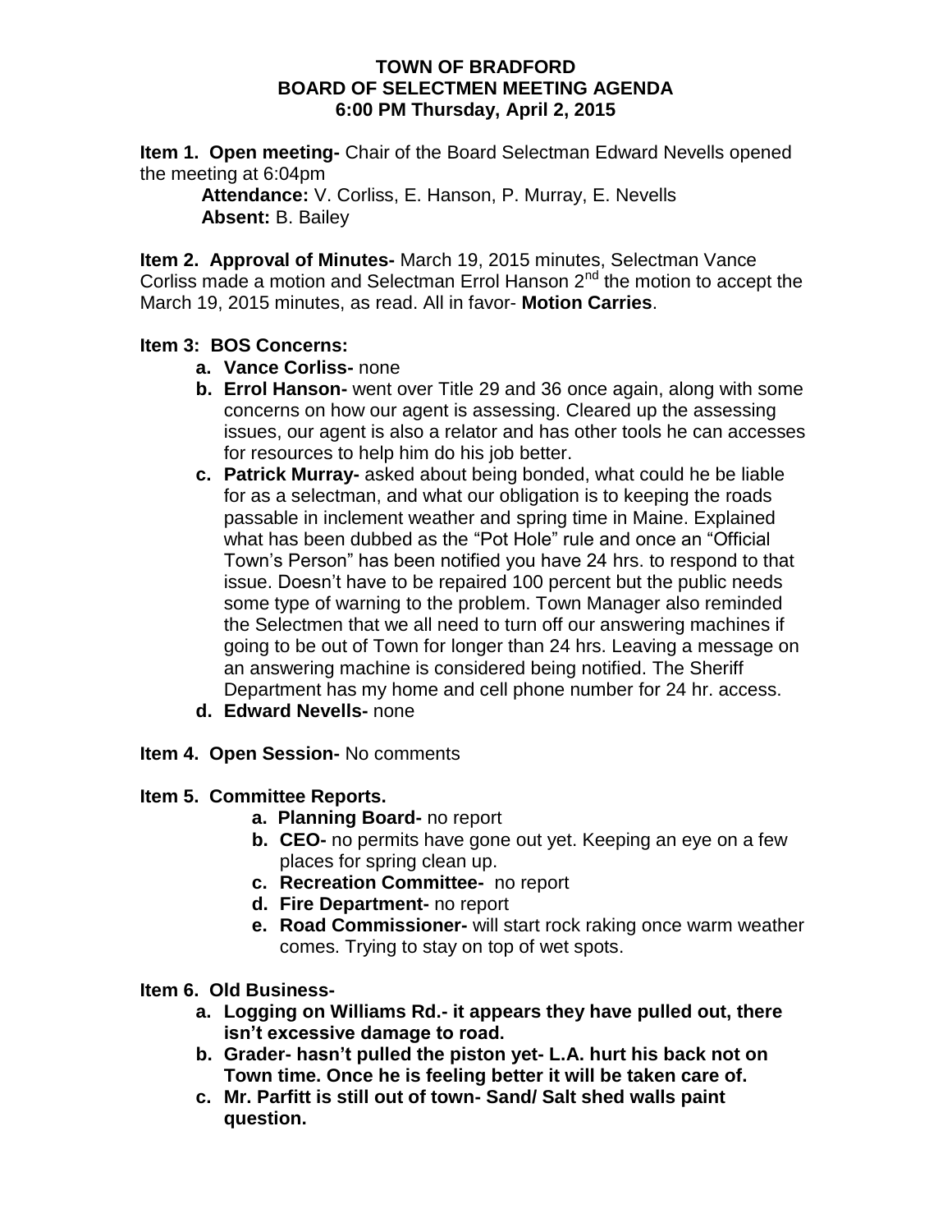# TOWN OF BRADFORD
## BOARD OF SELECTMEN MEETING AGENDA
### 6:00 PM Thursday, April 2, 2015

**Item 1. Open meeting-** Chair of the Board Selectman Edward Nevells opened the meeting at 6:04pm

**Attendance:** V. Corliss, E. Hanson, P. Murray, E. Nevells
**Absent:** B. Bailey

**Item 2. Approval of Minutes-** March 19, 2015 minutes, Selectman Vance Corliss made a motion and Selectman Errol Hanson 2nd the motion to accept the March 19, 2015 minutes, as read. All in favor- **Motion Carries**.

**Item 3: BOS Concerns:**

- **a. Vance Corliss-** none
- **b. Errol Hanson-** went over Title 29 and 36 once again, along with some concerns on how our agent is assessing. Cleared up the assessing issues, our agent is also a relator and has other tools he can accesses for resources to help him do his job better.
- **c. Patrick Murray-** asked about being bonded, what could he be liable for as a selectman, and what our obligation is to keeping the roads passable in inclement weather and spring time in Maine. Explained what has been dubbed as the "Pot Hole" rule and once an "Official Town's Person" has been notified you have 24 hrs. to respond to that issue. Doesn't have to be repaired 100 percent but the public needs some type of warning to the problem. Town Manager also reminded the Selectmen that we all need to turn off our answering machines if going to be out of Town for longer than 24 hrs. Leaving a message on an answering machine is considered being notified. The Sheriff Department has my home and cell phone number for 24 hr. access.
- **d. Edward Nevells-** none

**Item 4. Open Session-** No comments

**Item 5. Committee Reports.**

- **a. Planning Board-** no report
- **b. CEO-** no permits have gone out yet. Keeping an eye on a few places for spring clean up.
- **c. Recreation Committee-** no report
- **d. Fire Department-** no report
- **e. Road Commissioner-** will start rock raking once warm weather comes. Trying to stay on top of wet spots.

**Item 6. Old Business-**

- **a. Logging on Williams Rd.- it appears they have pulled out, there isn't excessive damage to road.**
- **b. Grader- hasn't pulled the piston yet- L.A. hurt his back not on Town time. Once he is feeling better it will be taken care of.**
- **c. Mr. Parfitt is still out of town- Sand/ Salt shed walls paint question.**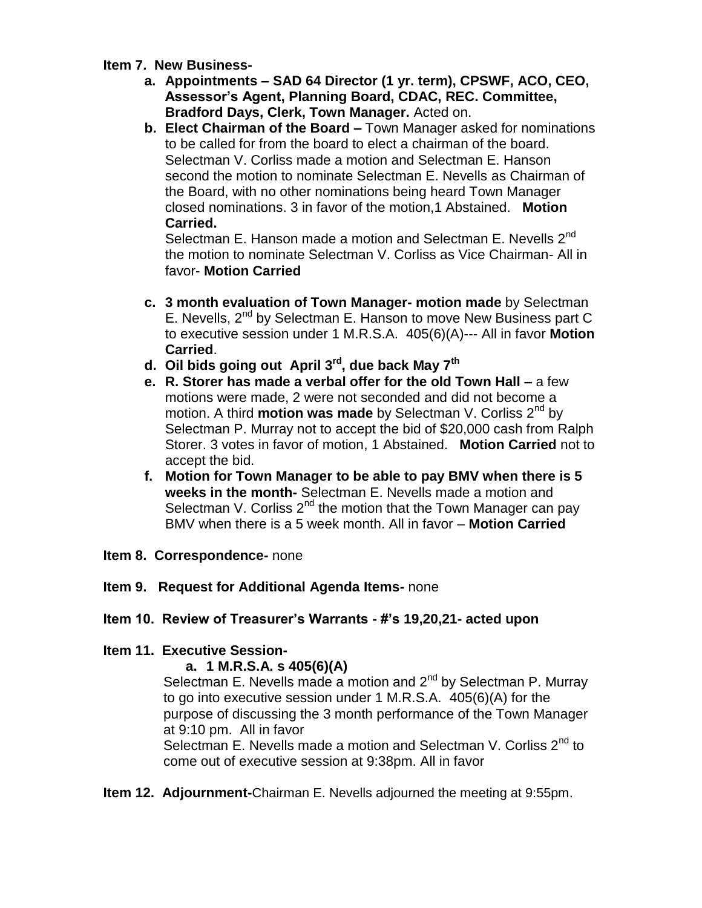**Item 7. New Business-**

a. **Appointments – SAD 64 Director (1 yr. term), CPSWF, ACO, CEO, Assessor's Agent, Planning Board, CDAC, REC. Committee, Bradford Days, Clerk, Town Manager.** Acted on.

b. **Elect Chairman of the Board –** Town Manager asked for nominations to be called for from the board to elect a chairman of the board. Selectman V. Corliss made a motion and Selectman E. Hanson second the motion to nominate Selectman E. Nevells as Chairman of the Board, with no other nominations being heard Town Manager closed nominations. 3 in favor of the motion,1 Abstained. **Motion Carried.**

   Selectman E. Hanson made a motion and Selectman E. Nevells 2nd the motion to nominate Selectman V. Corliss as Vice Chairman- All in favor- **Motion Carried**

c. **3 month evaluation of Town Manager- motion made** by Selectman E. Nevells, 2nd by Selectman E. Hanson to move New Business part C to executive session under 1 M.R.S.A. 405(6)(A)--- All in favor **Motion Carried**.

d. **Oil bids going out April 3rd, due back May 7th**

e. **R. Storer has made a verbal offer for the old Town Hall –** a few motions were made, 2 were not seconded and did not become a motion. A third **motion was made** by Selectman V. Corliss 2nd by Selectman P. Murray not to accept the bid of $20,000 cash from Ralph Storer. 3 votes in favor of motion, 1 Abstained. **Motion Carried** not to accept the bid.

f. **Motion for Town Manager to be able to pay BMV when there is 5 weeks in the month-** Selectman E. Nevells made a motion and Selectman V. Corliss 2nd the motion that the Town Manager can pay BMV when there is a 5 week month. All in favor – **Motion Carried**

**Item 8. Correspondence-** none

**Item 9. Request for Additional Agenda Items-** none

**Item 10. Review of Treasurer's Warrants - #'s 19,20,21- acted upon**

**Item 11. Executive Session-**

a. **1 M.R.S.A. s 405(6)(A)**

   Selectman E. Nevells made a motion and 2nd by Selectman P. Murray to go into executive session under 1 M.R.S.A. 405(6)(A) for the purpose of discussing the 3 month performance of the Town Manager at 9:10 pm. All in favor

   Selectman E. Nevells made a motion and Selectman V. Corliss 2nd to come out of executive session at 9:38pm. All in favor

**Item 12. Adjournment-**Chairman E. Nevells adjourned the meeting at 9:55pm.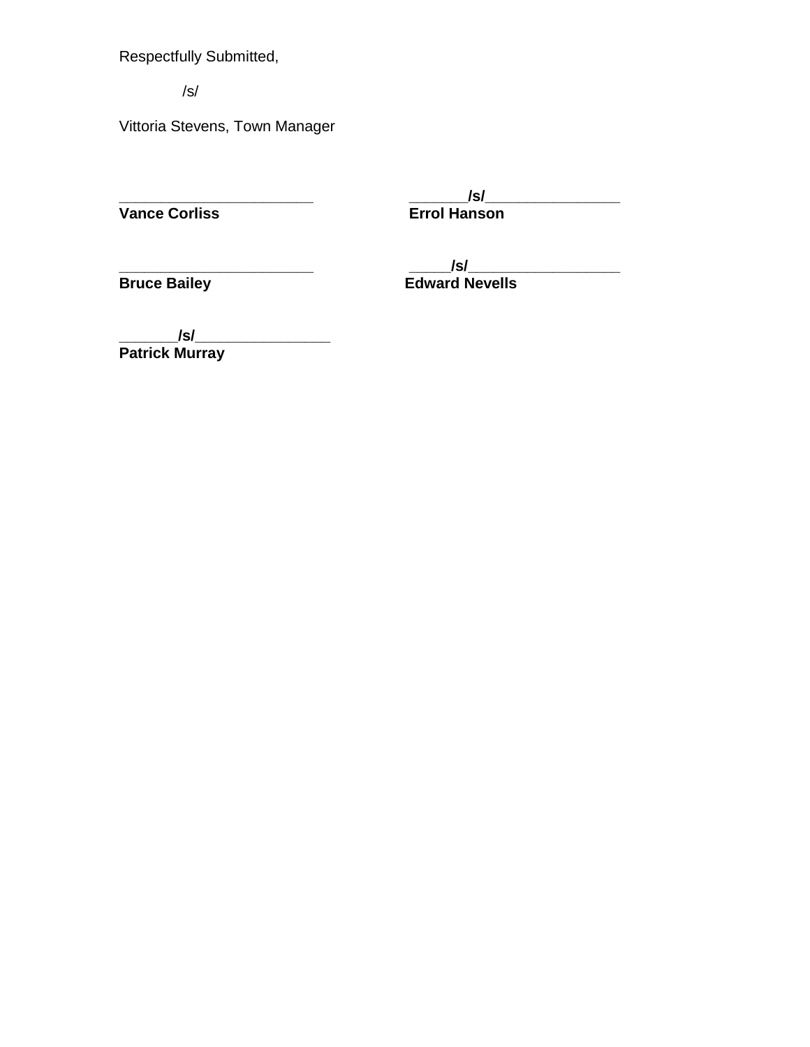Respectfully Submitted,

/s/

Vittoria Stevens, Town Manager

________________________
**Vance Corliss**

_______**/s/**________________
**Errol Hanson**

________________________
**Bruce Bailey**

_____**/s/**__________________
**Edward Nevells**

_______**/s/**________________
**Patrick Murray**